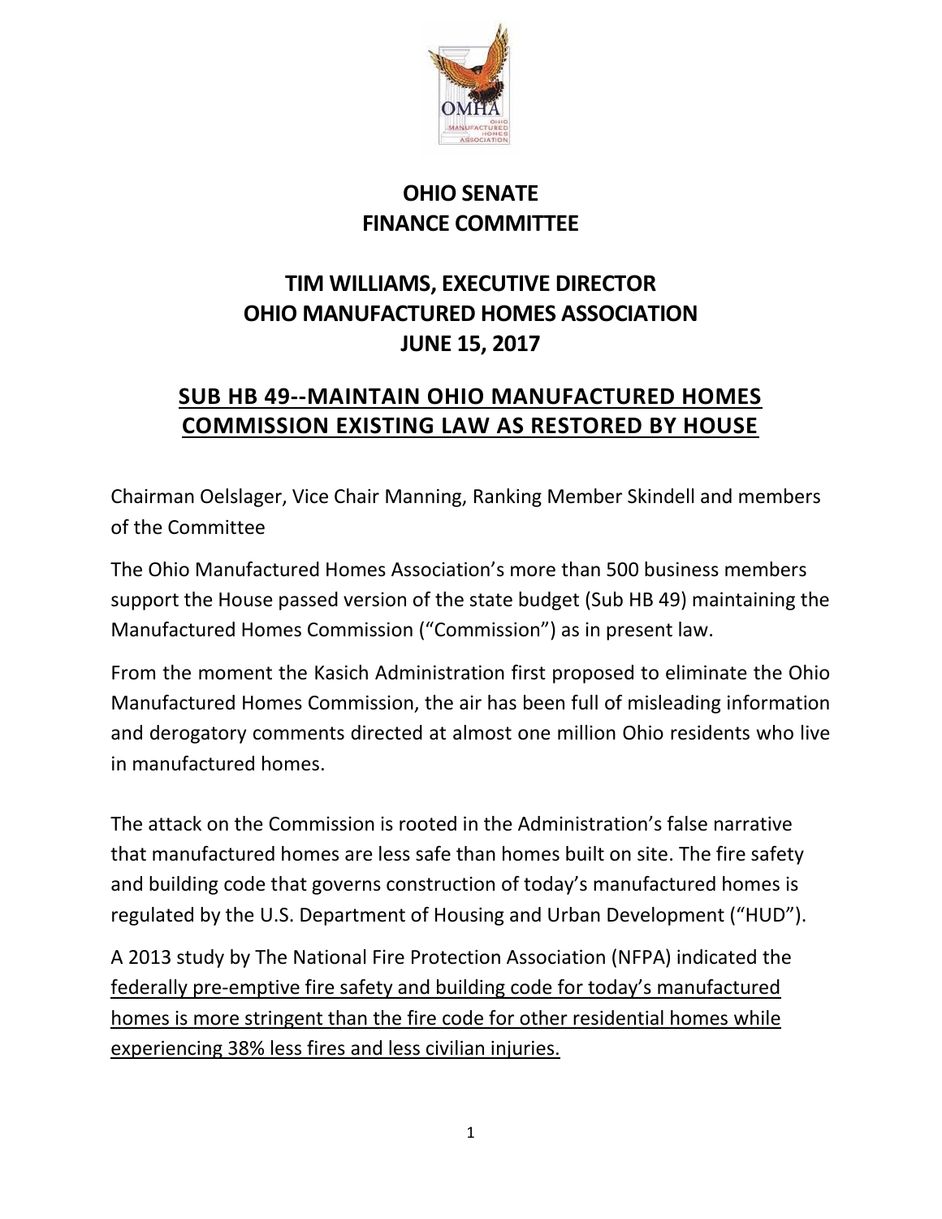# OHIO SENATE
# FINANCE COMMITTEE

## TIM WILLIAMS, EXECUTIVE DIRECTOR
## OHIO MANUFACTURED HOMES ASSOCIATION
## JUNE 15, 2017

## SUB HB 49--MAINTAIN OHIO MANUFACTURED HOMES COMMISSION EXISTING LAW AS RESTORED BY HOUSE

Chairman Oelslager, Vice Chair Manning, Ranking Member Skindell and members of the Committee

The Ohio Manufactured Homes Association's more than 500 business members support the House passed version of the state budget (Sub HB 49) maintaining the Manufactured Homes Commission ("Commission") as in present law.

From the moment the Kasich Administration first proposed to eliminate the Ohio Manufactured Homes Commission, the air has been full of misleading information and derogatory comments directed at almost one million Ohio residents who live in manufactured homes.

The attack on the Commission is rooted in the Administration's false narrative that manufactured homes are less safe than homes built on site. The fire safety and building code that governs construction of today's manufactured homes is regulated by the U.S. Department of Housing and Urban Development ("HUD").

A 2013 study by The National Fire Protection Association (NFPA) indicated the <u>federally pre-emptive fire safety and building code for today's manufactured homes is more stringent than the fire code for other residential homes while experiencing 38% less fires and less civilian injuries.</u>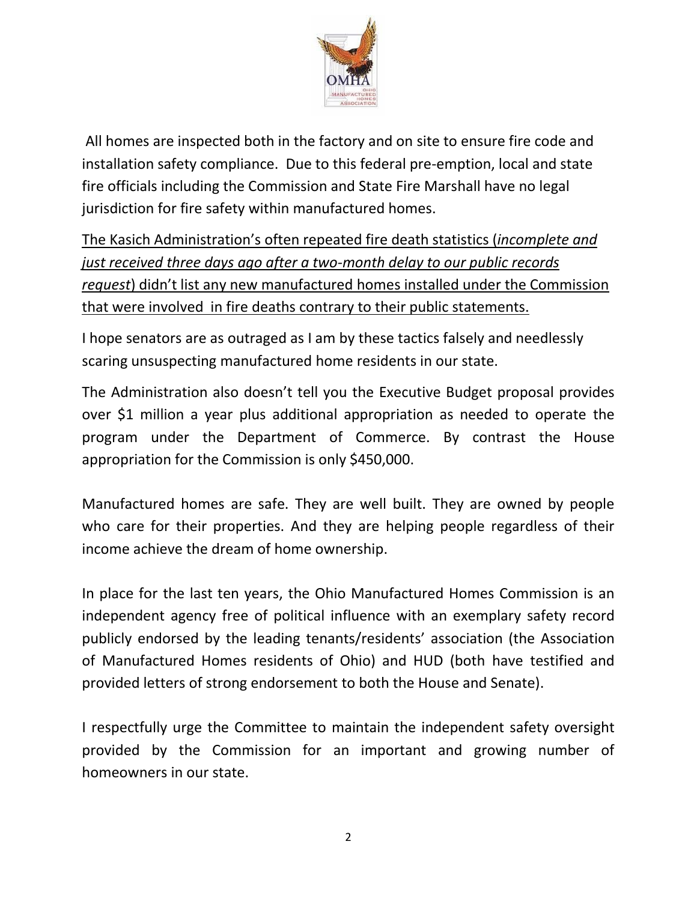All homes are inspected both in the factory and on site to ensure fire code and installation safety compliance. Due to this federal pre-emption, local and state fire officials including the Commission and State Fire Marshall have no legal jurisdiction for fire safety within manufactured homes.

<u>The Kasich Administration's often repeated fire death statistics (*incomplete and just received three days ago after a two-month delay to our public records request*) didn't list any new manufactured homes installed under the Commission that were involved in fire deaths contrary to their public statements.</u>

I hope senators are as outraged as I am by these tactics falsely and needlessly scaring unsuspecting manufactured home residents in our state.

The Administration also doesn't tell you the Executive Budget proposal provides over $1 million a year plus additional appropriation as needed to operate the program under the Department of Commerce. By contrast the House appropriation for the Commission is only $450,000.

Manufactured homes are safe. They are well built. They are owned by people who care for their properties. And they are helping people regardless of their income achieve the dream of home ownership.

In place for the last ten years, the Ohio Manufactured Homes Commission is an independent agency free of political influence with an exemplary safety record publicly endorsed by the leading tenants/residents' association (the Association of Manufactured Homes residents of Ohio) and HUD (both have testified and provided letters of strong endorsement to both the House and Senate).

I respectfully urge the Committee to maintain the independent safety oversight provided by the Commission for an important and growing number of homeowners in our state.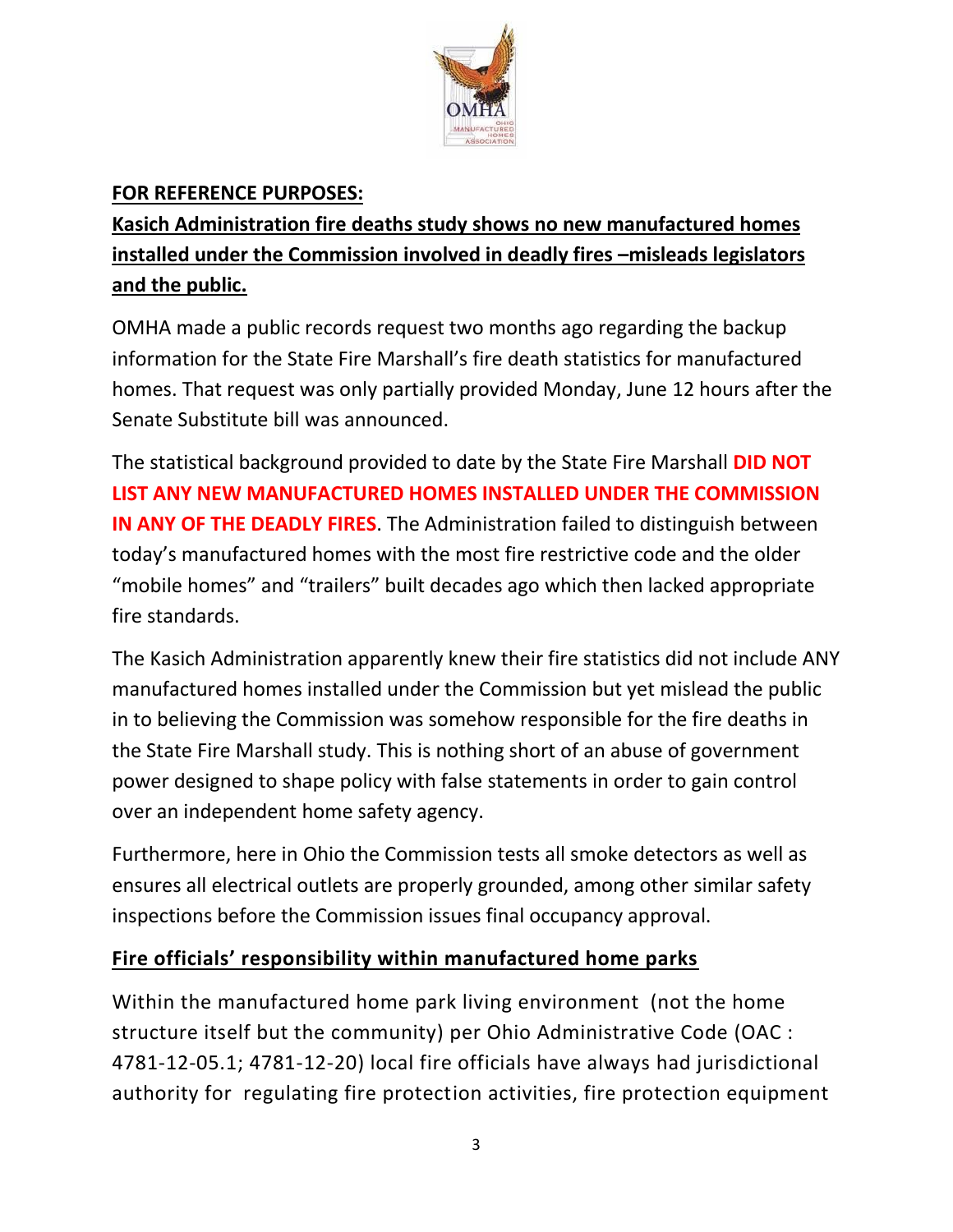**FOR REFERENCE PURPOSES:**

**Kasich Administration fire deaths study shows no new manufactured homes installed under the Commission involved in deadly fires –misleads legislators and the public.**

OMHA made a public records request two months ago regarding the backup information for the State Fire Marshall's fire death statistics for manufactured homes. That request was only partially provided Monday, June 12 hours after the Senate Substitute bill was announced.

The statistical background provided to date by the State Fire Marshall **DID NOT LIST ANY NEW MANUFACTURED HOMES INSTALLED UNDER THE COMMISSION IN ANY OF THE DEADLY FIRES**. The Administration failed to distinguish between today's manufactured homes with the most fire restrictive code and the older "mobile homes" and "trailers" built decades ago which then lacked appropriate fire standards.

The Kasich Administration apparently knew their fire statistics did not include ANY manufactured homes installed under the Commission but yet mislead the public in to believing the Commission was somehow responsible for the fire deaths in the State Fire Marshall study. This is nothing short of an abuse of government power designed to shape policy with false statements in order to gain control over an independent home safety agency.

Furthermore, here in Ohio the Commission tests all smoke detectors as well as ensures all electrical outlets are properly grounded, among other similar safety inspections before the Commission issues final occupancy approval.

**Fire officials' responsibility within manufactured home parks**

Within the manufactured home park living environment (not the home structure itself but the community) per Ohio Administrative Code (OAC : 4781-12-05.1; 4781-12-20) local fire officials have always had jurisdictional authority for regulating fire protection activities, fire protection equipment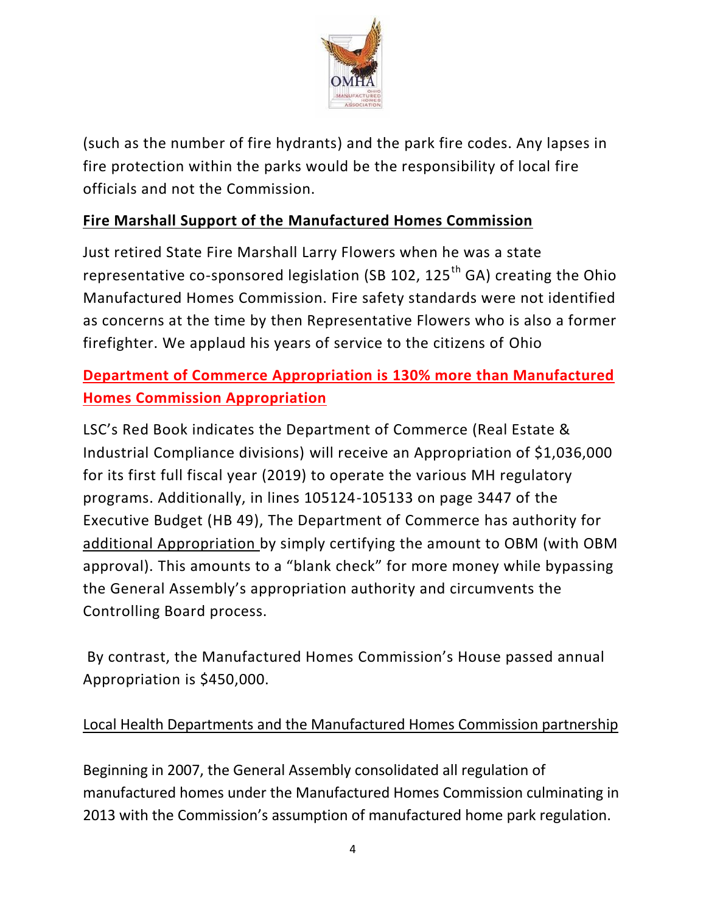(such as the number of fire hydrants) and the park fire codes. Any lapses in fire protection within the parks would be the responsibility of local fire officials and not the Commission.

**Fire Marshall Support of the Manufactured Homes Commission**

Just retired State Fire Marshall Larry Flowers when he was a state representative co-sponsored legislation (SB 102, 125th GA) creating the Ohio Manufactured Homes Commission. Fire safety standards were not identified as concerns at the time by then Representative Flowers who is also a former firefighter. We applaud his years of service to the citizens of Ohio

**Department of Commerce Appropriation is 130% more than Manufactured Homes Commission Appropriation**

LSC's Red Book indicates the Department of Commerce (Real Estate & Industrial Compliance divisions) will receive an Appropriation of $1,036,000 for its first full fiscal year (2019) to operate the various MH regulatory programs. Additionally, in lines 105124-105133 on page 3447 of the Executive Budget (HB 49), The Department of Commerce has authority for additional Appropriation by simply certifying the amount to OBM (with OBM approval). This amounts to a "blank check" for more money while bypassing the General Assembly's appropriation authority and circumvents the Controlling Board process.

By contrast, the Manufactured Homes Commission's House passed annual Appropriation is $450,000.

Local Health Departments and the Manufactured Homes Commission partnership

Beginning in 2007, the General Assembly consolidated all regulation of manufactured homes under the Manufactured Homes Commission culminating in 2013 with the Commission's assumption of manufactured home park regulation.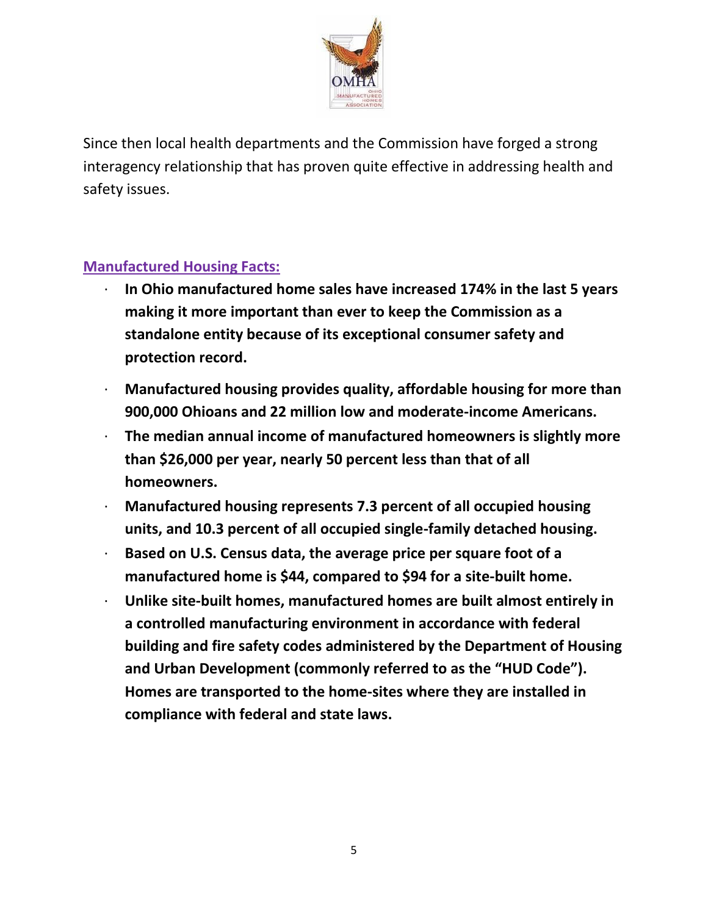Since then local health departments and the Commission have forged a strong interagency relationship that has proven quite effective in addressing health and safety issues.

## Manufactured Housing Facts:

- **In Ohio manufactured home sales have increased 174% in the last 5 years making it more important than ever to keep the Commission as a standalone entity because of its exceptional consumer safety and protection record.**
- **Manufactured housing provides quality, affordable housing for more than 900,000 Ohioans and 22 million low and moderate-income Americans.**
- **The median annual income of manufactured homeowners is slightly more than $26,000 per year, nearly 50 percent less than that of all homeowners.**
- **Manufactured housing represents 7.3 percent of all occupied housing units, and 10.3 percent of all occupied single-family detached housing.**
- **Based on U.S. Census data, the average price per square foot of a manufactured home is $44, compared to $94 for a site-built home.**
- **Unlike site-built homes, manufactured homes are built almost entirely in a controlled manufacturing environment in accordance with federal building and fire safety codes administered by the Department of Housing and Urban Development (commonly referred to as the "HUD Code"). Homes are transported to the home-sites where they are installed in compliance with federal and state laws.**